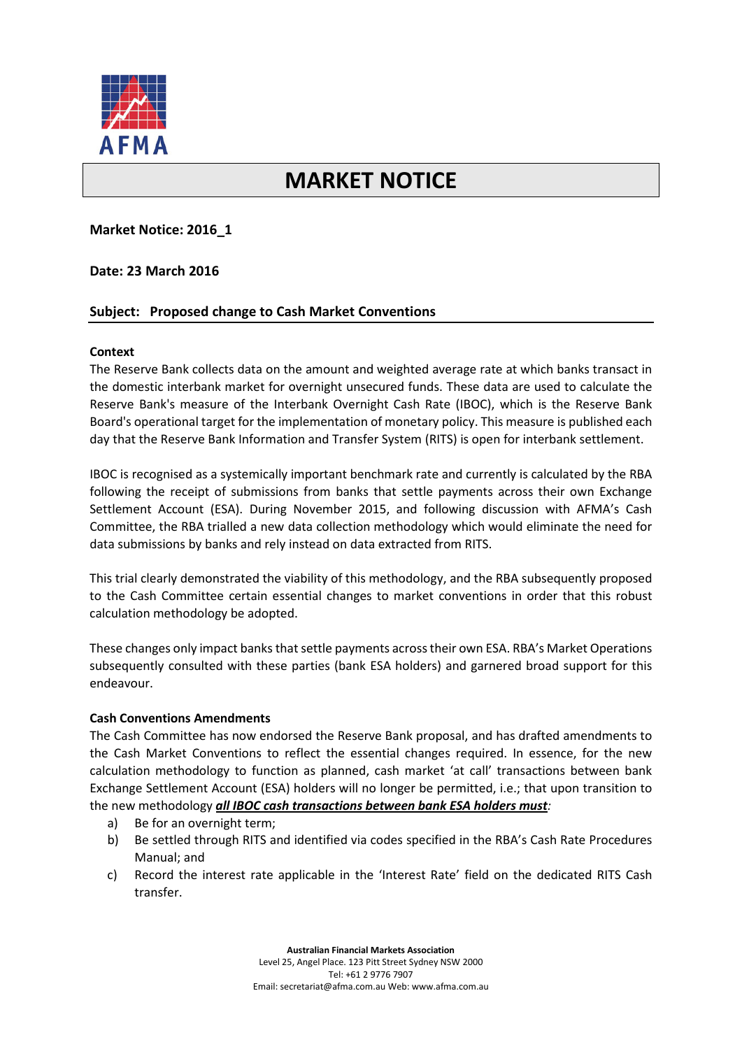AFMA

# MARKET NOTICE

**Market Notice: 2016_1**

**Date: 23 March 2016**

**Subject: Proposed change to Cash Market Conventions**

**Context**

The Reserve Bank collects data on the amount and weighted average rate at which banks transact in the domestic interbank market for overnight unsecured funds. These data are used to calculate the Reserve Bank's measure of the Interbank Overnight Cash Rate (IBOC), which is the Reserve Bank Board's operational target for the implementation of monetary policy. This measure is published each day that the Reserve Bank Information and Transfer System (RITS) is open for interbank settlement.

IBOC is recognised as a systemically important benchmark rate and currently is calculated by the RBA following the receipt of submissions from banks that settle payments across their own Exchange Settlement Account (ESA). During November 2015, and following discussion with AFMA's Cash Committee, the RBA trialled a new data collection methodology which would eliminate the need for data submissions by banks and rely instead on data extracted from RITS.

This trial clearly demonstrated the viability of this methodology, and the RBA subsequently proposed to the Cash Committee certain essential changes to market conventions in order that this robust calculation methodology be adopted.

These changes only impact banks that settle payments across their own ESA. RBA's Market Operations subsequently consulted with these parties (bank ESA holders) and garnered broad support for this endeavour.

**Cash Conventions Amendments**

The Cash Committee has now endorsed the Reserve Bank proposal, and has drafted amendments to the Cash Market Conventions to reflect the essential changes required. In essence, for the new calculation methodology to function as planned, cash market 'at call' transactions between bank Exchange Settlement Account (ESA) holders will no longer be permitted, i.e.; that upon transition to the new methodology ***all IBOC cash transactions between bank ESA holders must****:*

a) Be for an overnight term;
b) Be settled through RITS and identified via codes specified in the RBA's Cash Rate Procedures Manual; and
c) Record the interest rate applicable in the 'Interest Rate' field on the dedicated RITS Cash transfer.

**Australian Financial Markets Association**
Level 25, Angel Place. 123 Pitt Street Sydney NSW 2000
Tel: +61 2 9776 7907
Email: secretariat@afma.com.au Web: www.afma.com.au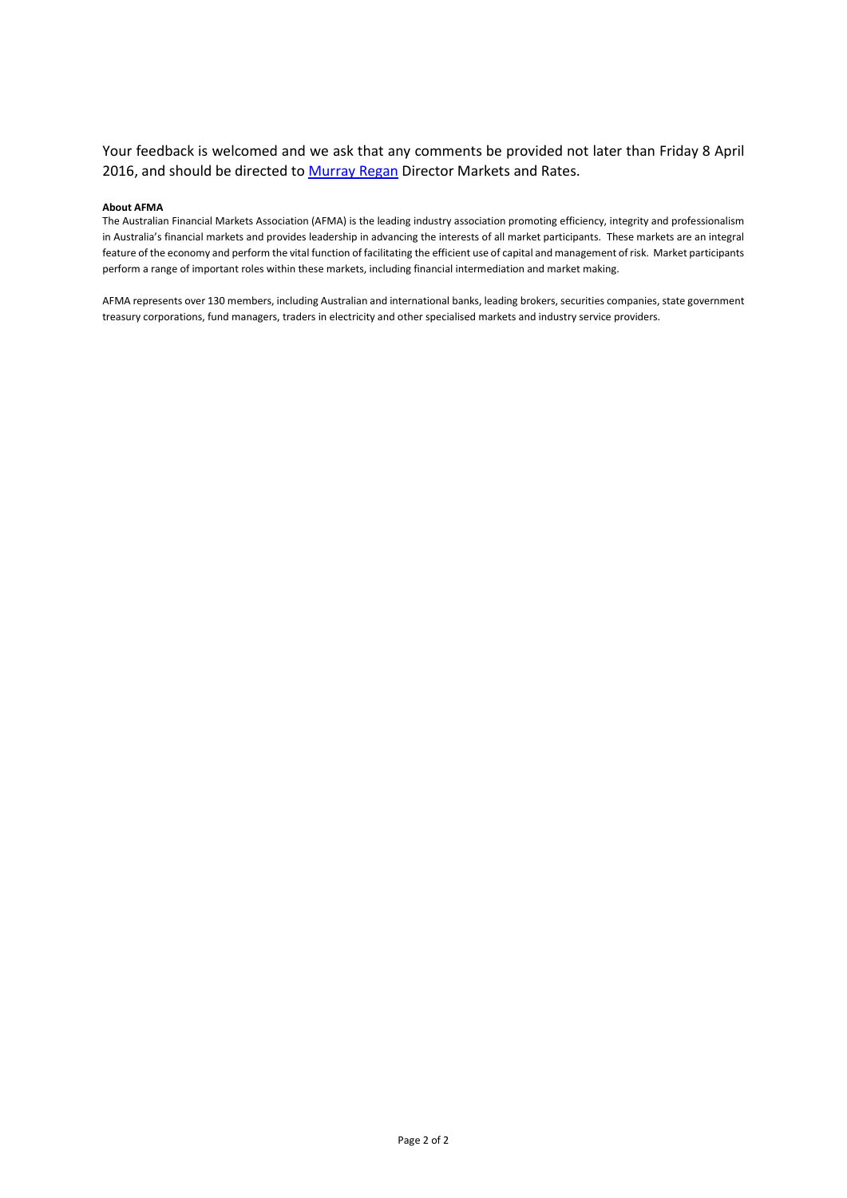Your feedback is welcomed and we ask that any comments be provided not later than Friday 8 April 2016, and should be directed to Murray Regan Director Markets and Rates.

**About AFMA**

The Australian Financial Markets Association (AFMA) is the leading industry association promoting efficiency, integrity and professionalism in Australia's financial markets and provides leadership in advancing the interests of all market participants. These markets are an integral feature of the economy and perform the vital function of facilitating the efficient use of capital and management of risk. Market participants perform a range of important roles within these markets, including financial intermediation and market making.

AFMA represents over 130 members, including Australian and international banks, leading brokers, securities companies, state government treasury corporations, fund managers, traders in electricity and other specialised markets and industry service providers.